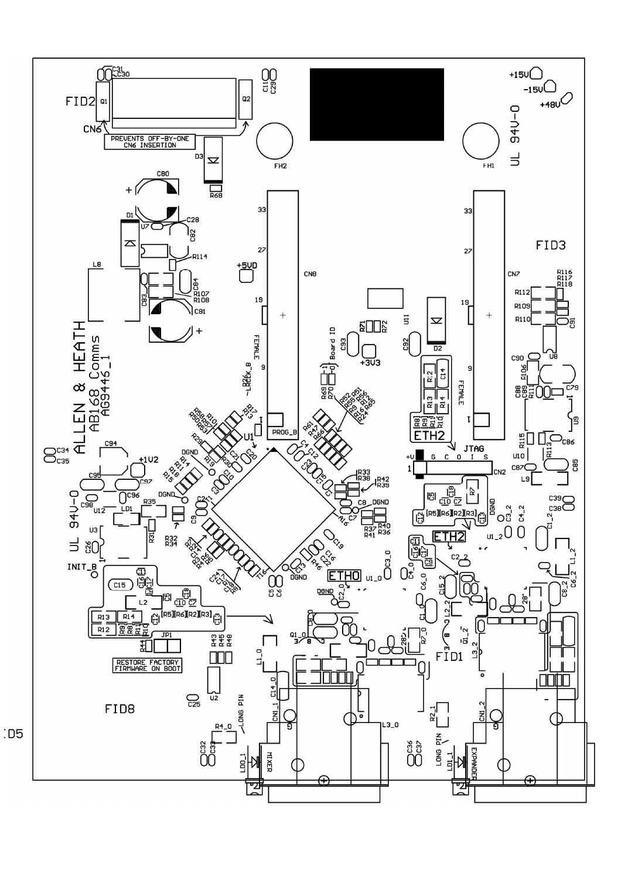ALLEN & HEATH
AB168 Comms
AG9445_1

PREVENTS OFF-BY-ONE CN6 INSERTION

RESTORE FACTORY FIRMWARE ON BOOT

UL 94V-0

FID1 FID2 FID3 FID8 ID5

CN6 CN7 CN8 CN2 JTAG JP1

ETH0 ETH2 MIXER EXPANDER LONG PIN

+15V -15V +48V +5VD +3V3 +1V2 DGND

Board ID PROG_B INIT_B ~LRCK_B FEMALE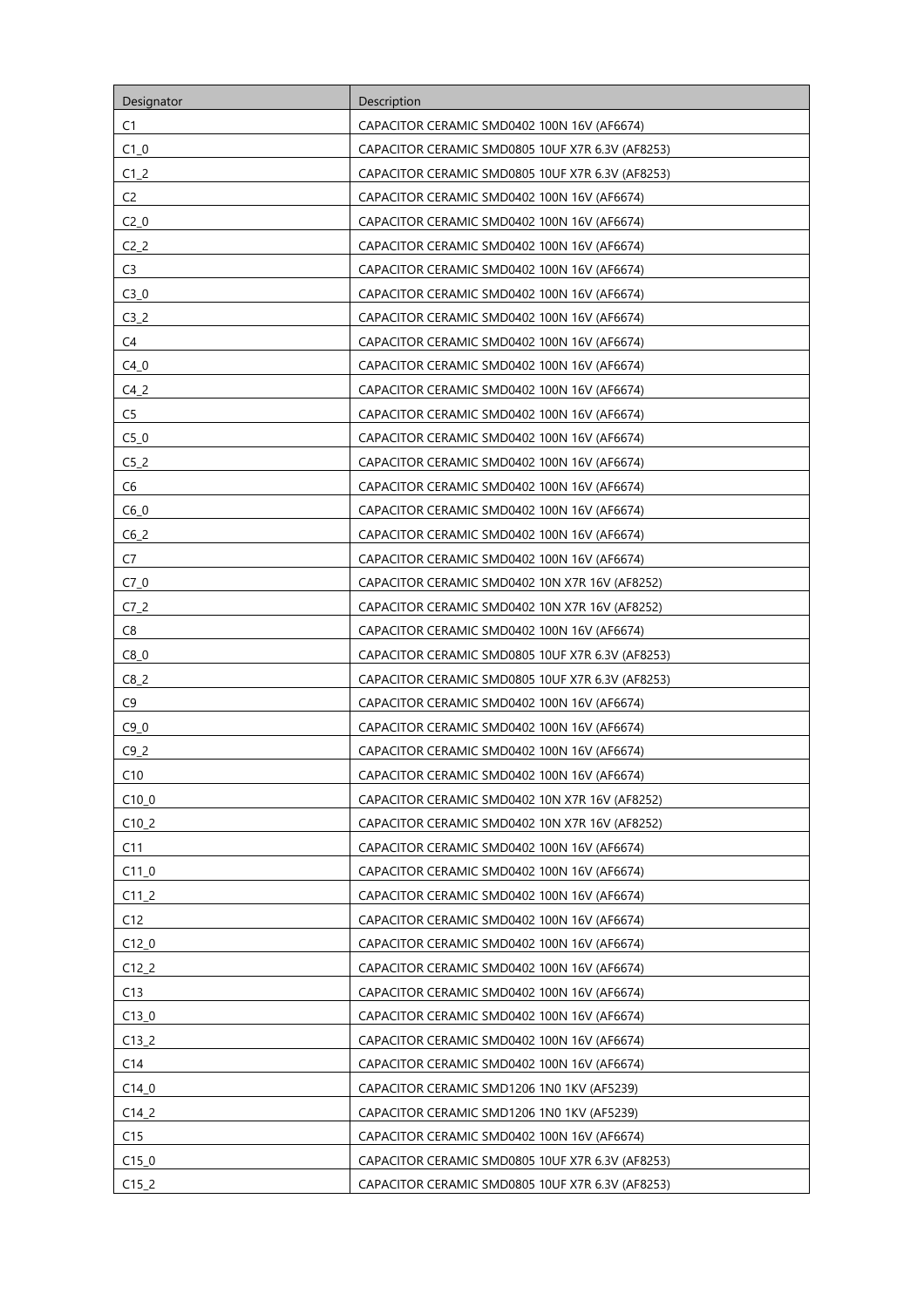| Designator | Description |
| --- | --- |
| C1 | CAPACITOR CERAMIC SMD0402 100N 16V (AF6674) |
| C1_0 | CAPACITOR CERAMIC SMD0805 10UF X7R 6.3V (AF8253) |
| C1_2 | CAPACITOR CERAMIC SMD0805 10UF X7R 6.3V (AF8253) |
| C2 | CAPACITOR CERAMIC SMD0402 100N 16V (AF6674) |
| C2_0 | CAPACITOR CERAMIC SMD0402 100N 16V (AF6674) |
| C2_2 | CAPACITOR CERAMIC SMD0402 100N 16V (AF6674) |
| C3 | CAPACITOR CERAMIC SMD0402 100N 16V (AF6674) |
| C3_0 | CAPACITOR CERAMIC SMD0402 100N 16V (AF6674) |
| C3_2 | CAPACITOR CERAMIC SMD0402 100N 16V (AF6674) |
| C4 | CAPACITOR CERAMIC SMD0402 100N 16V (AF6674) |
| C4_0 | CAPACITOR CERAMIC SMD0402 100N 16V (AF6674) |
| C4_2 | CAPACITOR CERAMIC SMD0402 100N 16V (AF6674) |
| C5 | CAPACITOR CERAMIC SMD0402 100N 16V (AF6674) |
| C5_0 | CAPACITOR CERAMIC SMD0402 100N 16V (AF6674) |
| C5_2 | CAPACITOR CERAMIC SMD0402 100N 16V (AF6674) |
| C6 | CAPACITOR CERAMIC SMD0402 100N 16V (AF6674) |
| C6_0 | CAPACITOR CERAMIC SMD0402 100N 16V (AF6674) |
| C6_2 | CAPACITOR CERAMIC SMD0402 100N 16V (AF6674) |
| C7 | CAPACITOR CERAMIC SMD0402 100N 16V (AF6674) |
| C7_0 | CAPACITOR CERAMIC SMD0402 10N X7R 16V (AF8252) |
| C7_2 | CAPACITOR CERAMIC SMD0402 10N X7R 16V (AF8252) |
| C8 | CAPACITOR CERAMIC SMD0402 100N 16V (AF6674) |
| C8_0 | CAPACITOR CERAMIC SMD0805 10UF X7R 6.3V (AF8253) |
| C8_2 | CAPACITOR CERAMIC SMD0805 10UF X7R 6.3V (AF8253) |
| C9 | CAPACITOR CERAMIC SMD0402 100N 16V (AF6674) |
| C9_0 | CAPACITOR CERAMIC SMD0402 100N 16V (AF6674) |
| C9_2 | CAPACITOR CERAMIC SMD0402 100N 16V (AF6674) |
| C10 | CAPACITOR CERAMIC SMD0402 100N 16V (AF6674) |
| C10_0 | CAPACITOR CERAMIC SMD0402 10N X7R 16V (AF8252) |
| C10_2 | CAPACITOR CERAMIC SMD0402 10N X7R 16V (AF8252) |
| C11 | CAPACITOR CERAMIC SMD0402 100N 16V (AF6674) |
| C11_0 | CAPACITOR CERAMIC SMD0402 100N 16V (AF6674) |
| C11_2 | CAPACITOR CERAMIC SMD0402 100N 16V (AF6674) |
| C12 | CAPACITOR CERAMIC SMD0402 100N 16V (AF6674) |
| C12_0 | CAPACITOR CERAMIC SMD0402 100N 16V (AF6674) |
| C12_2 | CAPACITOR CERAMIC SMD0402 100N 16V (AF6674) |
| C13 | CAPACITOR CERAMIC SMD0402 100N 16V (AF6674) |
| C13_0 | CAPACITOR CERAMIC SMD0402 100N 16V (AF6674) |
| C13_2 | CAPACITOR CERAMIC SMD0402 100N 16V (AF6674) |
| C14 | CAPACITOR CERAMIC SMD0402 100N 16V (AF6674) |
| C14_0 | CAPACITOR CERAMIC SMD1206 1N0 1KV (AF5239) |
| C14_2 | CAPACITOR CERAMIC SMD1206 1N0 1KV (AF5239) |
| C15 | CAPACITOR CERAMIC SMD0402 100N 16V (AF6674) |
| C15_0 | CAPACITOR CERAMIC SMD0805 10UF X7R 6.3V (AF8253) |
| C15_2 | CAPACITOR CERAMIC SMD0805 10UF X7R 6.3V (AF8253) |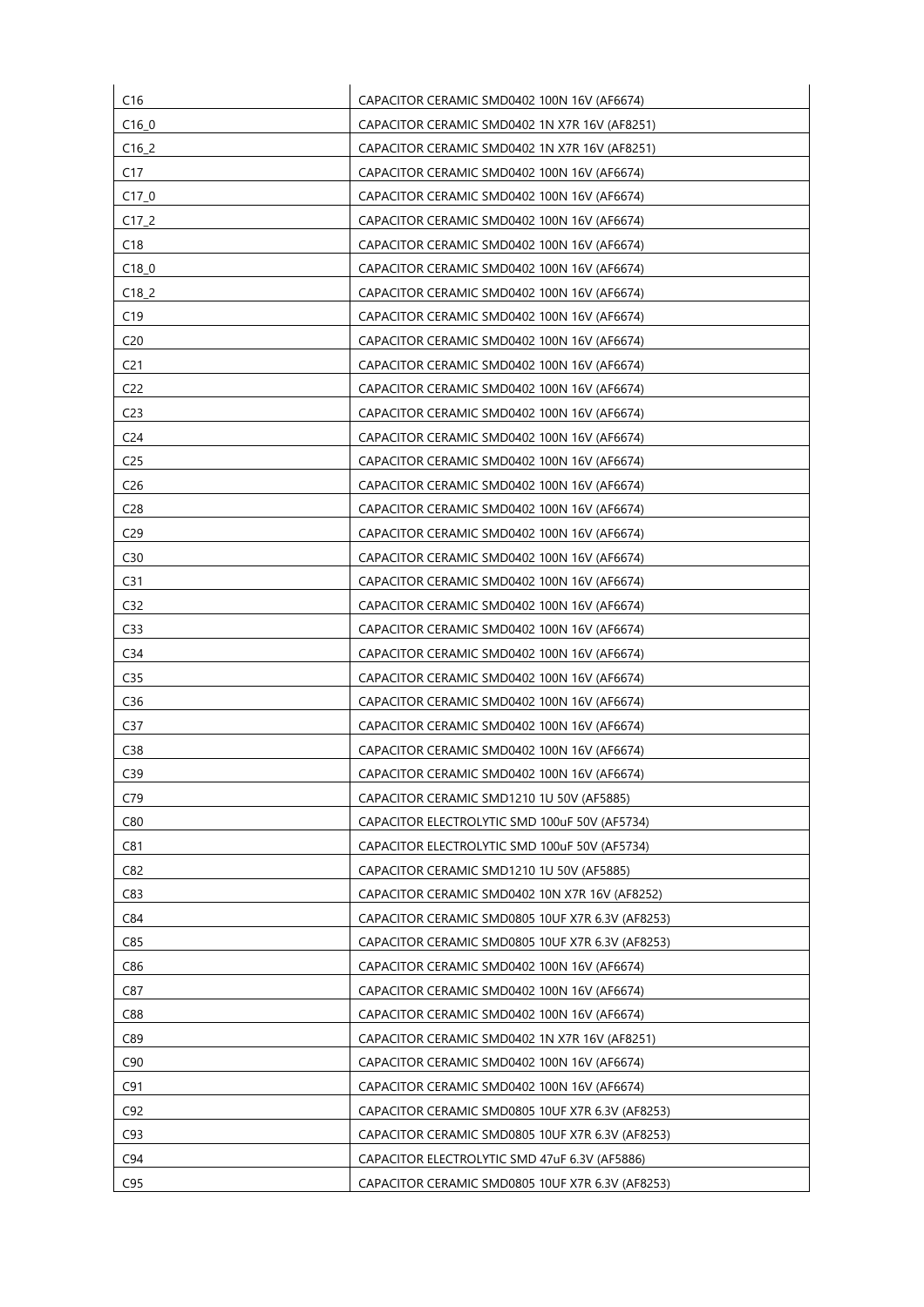| C16 | CAPACITOR CERAMIC SMD0402 100N 16V (AF6674) |
|---|---|
| C16_0 | CAPACITOR CERAMIC SMD0402 1N X7R 16V (AF8251) |
| C16_2 | CAPACITOR CERAMIC SMD0402 1N X7R 16V (AF8251) |
| C17 | CAPACITOR CERAMIC SMD0402 100N 16V (AF6674) |
| C17_0 | CAPACITOR CERAMIC SMD0402 100N 16V (AF6674) |
| C17_2 | CAPACITOR CERAMIC SMD0402 100N 16V (AF6674) |
| C18 | CAPACITOR CERAMIC SMD0402 100N 16V (AF6674) |
| C18_0 | CAPACITOR CERAMIC SMD0402 100N 16V (AF6674) |
| C18_2 | CAPACITOR CERAMIC SMD0402 100N 16V (AF6674) |
| C19 | CAPACITOR CERAMIC SMD0402 100N 16V (AF6674) |
| C20 | CAPACITOR CERAMIC SMD0402 100N 16V (AF6674) |
| C21 | CAPACITOR CERAMIC SMD0402 100N 16V (AF6674) |
| C22 | CAPACITOR CERAMIC SMD0402 100N 16V (AF6674) |
| C23 | CAPACITOR CERAMIC SMD0402 100N 16V (AF6674) |
| C24 | CAPACITOR CERAMIC SMD0402 100N 16V (AF6674) |
| C25 | CAPACITOR CERAMIC SMD0402 100N 16V (AF6674) |
| C26 | CAPACITOR CERAMIC SMD0402 100N 16V (AF6674) |
| C28 | CAPACITOR CERAMIC SMD0402 100N 16V (AF6674) |
| C29 | CAPACITOR CERAMIC SMD0402 100N 16V (AF6674) |
| C30 | CAPACITOR CERAMIC SMD0402 100N 16V (AF6674) |
| C31 | CAPACITOR CERAMIC SMD0402 100N 16V (AF6674) |
| C32 | CAPACITOR CERAMIC SMD0402 100N 16V (AF6674) |
| C33 | CAPACITOR CERAMIC SMD0402 100N 16V (AF6674) |
| C34 | CAPACITOR CERAMIC SMD0402 100N 16V (AF6674) |
| C35 | CAPACITOR CERAMIC SMD0402 100N 16V (AF6674) |
| C36 | CAPACITOR CERAMIC SMD0402 100N 16V (AF6674) |
| C37 | CAPACITOR CERAMIC SMD0402 100N 16V (AF6674) |
| C38 | CAPACITOR CERAMIC SMD0402 100N 16V (AF6674) |
| C39 | CAPACITOR CERAMIC SMD0402 100N 16V (AF6674) |
| C79 | CAPACITOR CERAMIC SMD1210 1U 50V (AF5885) |
| C80 | CAPACITOR ELECTROLYTIC SMD 100uF 50V (AF5734) |
| C81 | CAPACITOR ELECTROLYTIC SMD 100uF 50V (AF5734) |
| C82 | CAPACITOR CERAMIC SMD1210 1U 50V (AF5885) |
| C83 | CAPACITOR CERAMIC SMD0402 10N X7R 16V (AF8252) |
| C84 | CAPACITOR CERAMIC SMD0805 10UF X7R 6.3V (AF8253) |
| C85 | CAPACITOR CERAMIC SMD0805 10UF X7R 6.3V (AF8253) |
| C86 | CAPACITOR CERAMIC SMD0402 100N 16V (AF6674) |
| C87 | CAPACITOR CERAMIC SMD0402 100N 16V (AF6674) |
| C88 | CAPACITOR CERAMIC SMD0402 100N 16V (AF6674) |
| C89 | CAPACITOR CERAMIC SMD0402 1N X7R 16V (AF8251) |
| C90 | CAPACITOR CERAMIC SMD0402 100N 16V (AF6674) |
| C91 | CAPACITOR CERAMIC SMD0402 100N 16V (AF6674) |
| C92 | CAPACITOR CERAMIC SMD0805 10UF X7R 6.3V (AF8253) |
| C93 | CAPACITOR CERAMIC SMD0805 10UF X7R 6.3V (AF8253) |
| C94 | CAPACITOR ELECTROLYTIC SMD 47uF 6.3V (AF5886) |
| C95 | CAPACITOR CERAMIC SMD0805 10UF X7R 6.3V (AF8253) |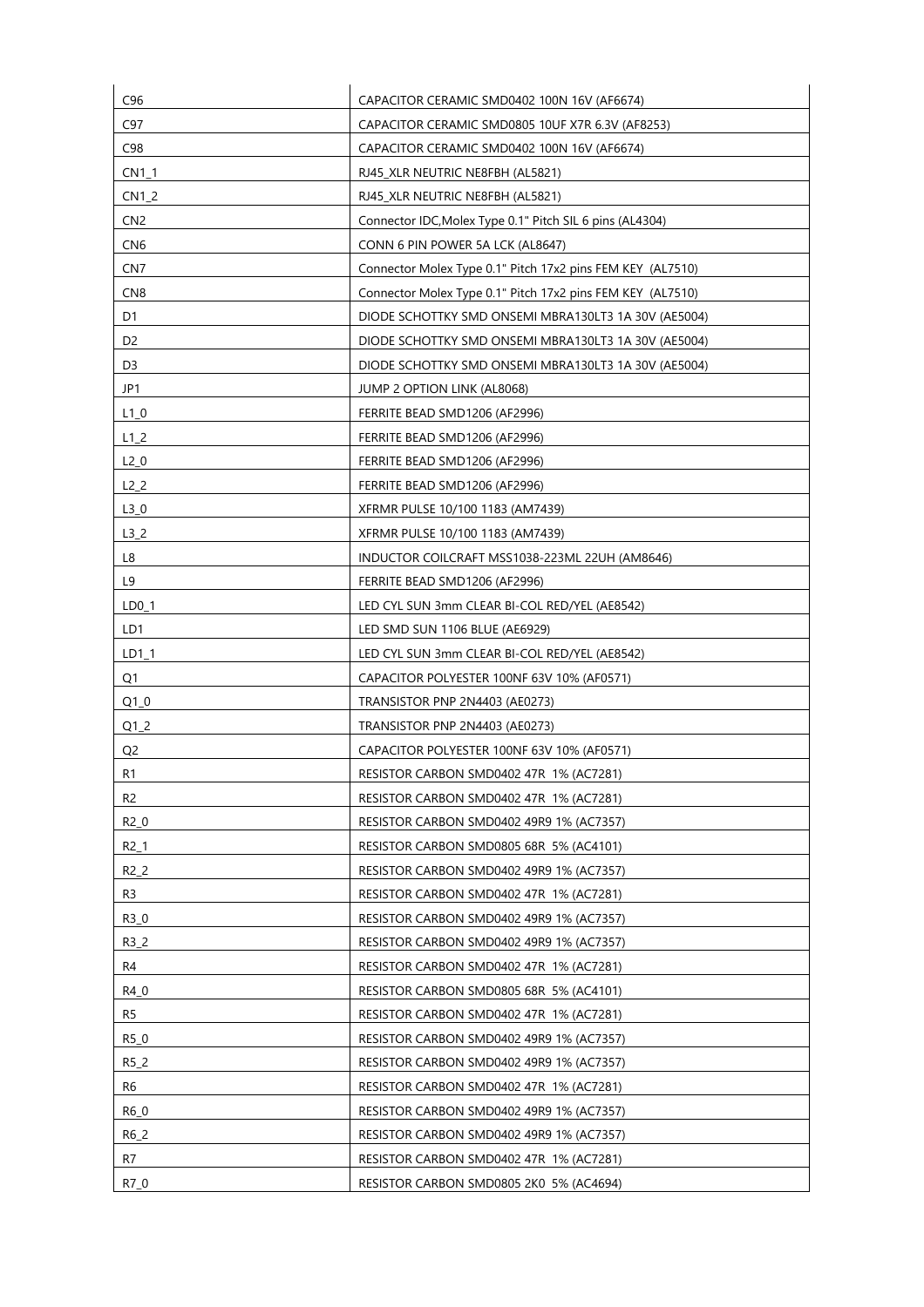| | |
|---|---|
| C96 | CAPACITOR CERAMIC SMD0402 100N 16V (AF6674) |
| C97 | CAPACITOR CERAMIC SMD0805 10UF X7R 6.3V (AF8253) |
| C98 | CAPACITOR CERAMIC SMD0402 100N 16V (AF6674) |
| CN1_1 | RJ45_XLR NEUTRIC NE8FBH (AL5821) |
| CN1_2 | RJ45_XLR NEUTRIC NE8FBH (AL5821) |
| CN2 | Connector IDC,Molex Type 0.1" Pitch SIL 6 pins (AL4304) |
| CN6 | CONN 6 PIN POWER 5A LCK (AL8647) |
| CN7 | Connector Molex Type 0.1" Pitch 17x2 pins FEM KEY (AL7510) |
| CN8 | Connector Molex Type 0.1" Pitch 17x2 pins FEM KEY (AL7510) |
| D1 | DIODE SCHOTTKY SMD ONSEMI MBRA130LT3 1A 30V (AE5004) |
| D2 | DIODE SCHOTTKY SMD ONSEMI MBRA130LT3 1A 30V (AE5004) |
| D3 | DIODE SCHOTTKY SMD ONSEMI MBRA130LT3 1A 30V (AE5004) |
| JP1 | JUMP 2 OPTION LINK (AL8068) |
| L1_0 | FERRITE BEAD SMD1206 (AF2996) |
| L1_2 | FERRITE BEAD SMD1206 (AF2996) |
| L2_0 | FERRITE BEAD SMD1206 (AF2996) |
| L2_2 | FERRITE BEAD SMD1206 (AF2996) |
| L3_0 | XFRMR PULSE 10/100 1183 (AM7439) |
| L3_2 | XFRMR PULSE 10/100 1183 (AM7439) |
| L8 | INDUCTOR COILCRAFT MSS1038-223ML 22UH (AM8646) |
| L9 | FERRITE BEAD SMD1206 (AF2996) |
| LD0_1 | LED CYL SUN 3mm CLEAR BI-COL RED/YEL (AE8542) |
| LD1 | LED SMD SUN 1106 BLUE (AE6929) |
| LD1_1 | LED CYL SUN 3mm CLEAR BI-COL RED/YEL (AE8542) |
| Q1 | CAPACITOR POLYESTER 100NF 63V 10% (AF0571) |
| Q1_0 | TRANSISTOR PNP 2N4403 (AE0273) |
| Q1_2 | TRANSISTOR PNP 2N4403 (AE0273) |
| Q2 | CAPACITOR POLYESTER 100NF 63V 10% (AF0571) |
| R1 | RESISTOR CARBON SMD0402 47R 1% (AC7281) |
| R2 | RESISTOR CARBON SMD0402 47R 1% (AC7281) |
| R2_0 | RESISTOR CARBON SMD0402 49R9 1% (AC7357) |
| R2_1 | RESISTOR CARBON SMD0805 68R 5% (AC4101) |
| R2_2 | RESISTOR CARBON SMD0402 49R9 1% (AC7357) |
| R3 | RESISTOR CARBON SMD0402 47R 1% (AC7281) |
| R3_0 | RESISTOR CARBON SMD0402 49R9 1% (AC7357) |
| R3_2 | RESISTOR CARBON SMD0402 49R9 1% (AC7357) |
| R4 | RESISTOR CARBON SMD0402 47R 1% (AC7281) |
| R4_0 | RESISTOR CARBON SMD0805 68R 5% (AC4101) |
| R5 | RESISTOR CARBON SMD0402 47R 1% (AC7281) |
| R5_0 | RESISTOR CARBON SMD0402 49R9 1% (AC7357) |
| R5_2 | RESISTOR CARBON SMD0402 49R9 1% (AC7357) |
| R6 | RESISTOR CARBON SMD0402 47R 1% (AC7281) |
| R6_0 | RESISTOR CARBON SMD0402 49R9 1% (AC7357) |
| R6_2 | RESISTOR CARBON SMD0402 49R9 1% (AC7357) |
| R7 | RESISTOR CARBON SMD0402 47R 1% (AC7281) |
| R7_0 | RESISTOR CARBON SMD0805 2K0 5% (AC4694) |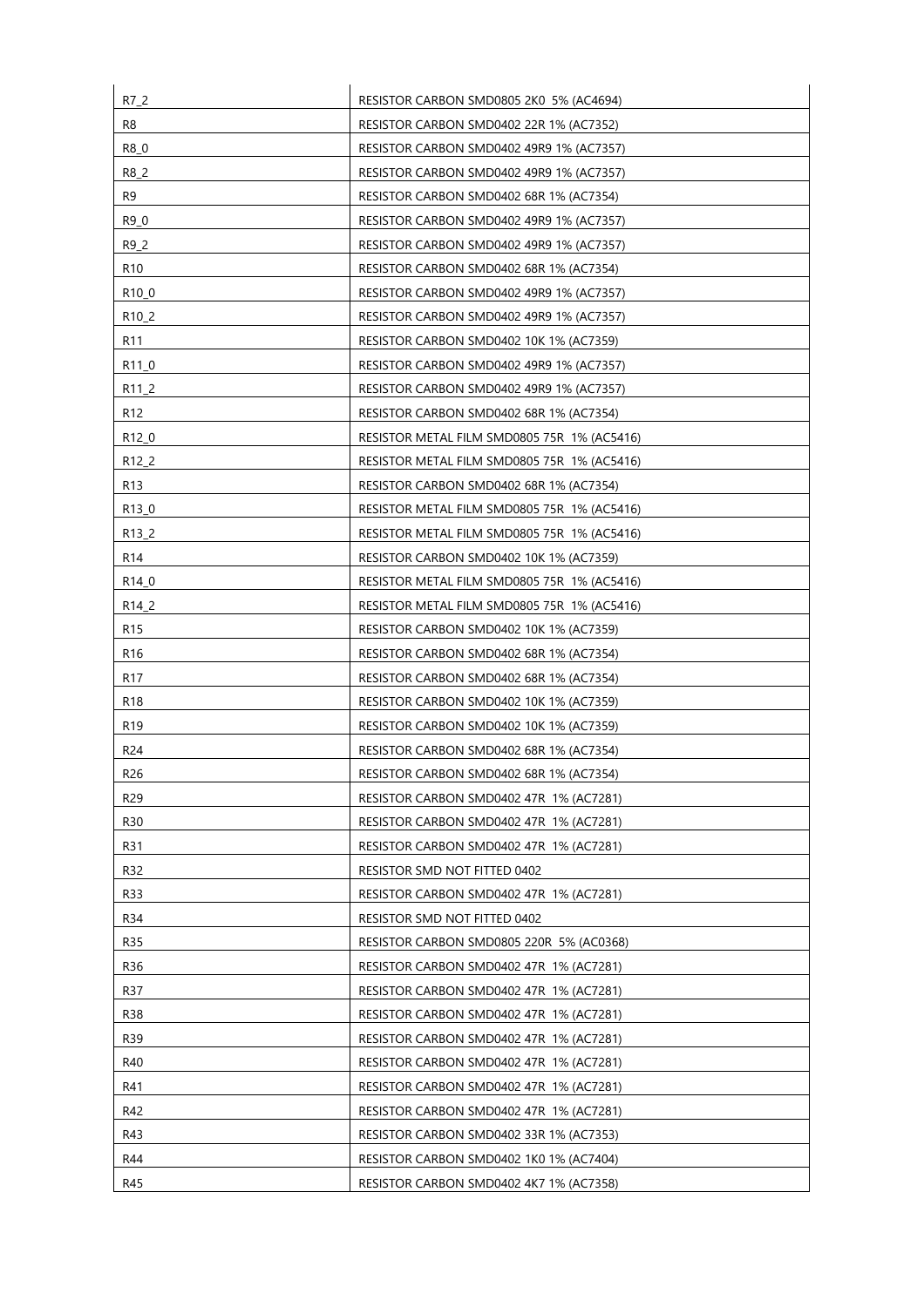| | |
|---|---|
| R7_2 | RESISTOR CARBON SMD0805 2K0 5% (AC4694) |
| R8 | RESISTOR CARBON SMD0402 22R 1% (AC7352) |
| R8_0 | RESISTOR CARBON SMD0402 49R9 1% (AC7357) |
| R8_2 | RESISTOR CARBON SMD0402 49R9 1% (AC7357) |
| R9 | RESISTOR CARBON SMD0402 68R 1% (AC7354) |
| R9_0 | RESISTOR CARBON SMD0402 49R9 1% (AC7357) |
| R9_2 | RESISTOR CARBON SMD0402 49R9 1% (AC7357) |
| R10 | RESISTOR CARBON SMD0402 68R 1% (AC7354) |
| R10_0 | RESISTOR CARBON SMD0402 49R9 1% (AC7357) |
| R10_2 | RESISTOR CARBON SMD0402 49R9 1% (AC7357) |
| R11 | RESISTOR CARBON SMD0402 10K 1% (AC7359) |
| R11_0 | RESISTOR CARBON SMD0402 49R9 1% (AC7357) |
| R11_2 | RESISTOR CARBON SMD0402 49R9 1% (AC7357) |
| R12 | RESISTOR CARBON SMD0402 68R 1% (AC7354) |
| R12_0 | RESISTOR METAL FILM SMD0805 75R 1% (AC5416) |
| R12_2 | RESISTOR METAL FILM SMD0805 75R 1% (AC5416) |
| R13 | RESISTOR CARBON SMD0402 68R 1% (AC7354) |
| R13_0 | RESISTOR METAL FILM SMD0805 75R 1% (AC5416) |
| R13_2 | RESISTOR METAL FILM SMD0805 75R 1% (AC5416) |
| R14 | RESISTOR CARBON SMD0402 10K 1% (AC7359) |
| R14_0 | RESISTOR METAL FILM SMD0805 75R 1% (AC5416) |
| R14_2 | RESISTOR METAL FILM SMD0805 75R 1% (AC5416) |
| R15 | RESISTOR CARBON SMD0402 10K 1% (AC7359) |
| R16 | RESISTOR CARBON SMD0402 68R 1% (AC7354) |
| R17 | RESISTOR CARBON SMD0402 68R 1% (AC7354) |
| R18 | RESISTOR CARBON SMD0402 10K 1% (AC7359) |
| R19 | RESISTOR CARBON SMD0402 10K 1% (AC7359) |
| R24 | RESISTOR CARBON SMD0402 68R 1% (AC7354) |
| R26 | RESISTOR CARBON SMD0402 68R 1% (AC7354) |
| R29 | RESISTOR CARBON SMD0402 47R 1% (AC7281) |
| R30 | RESISTOR CARBON SMD0402 47R 1% (AC7281) |
| R31 | RESISTOR CARBON SMD0402 47R 1% (AC7281) |
| R32 | RESISTOR SMD NOT FITTED 0402 |
| R33 | RESISTOR CARBON SMD0402 47R 1% (AC7281) |
| R34 | RESISTOR SMD NOT FITTED 0402 |
| R35 | RESISTOR CARBON SMD0805 220R 5% (AC0368) |
| R36 | RESISTOR CARBON SMD0402 47R 1% (AC7281) |
| R37 | RESISTOR CARBON SMD0402 47R 1% (AC7281) |
| R38 | RESISTOR CARBON SMD0402 47R 1% (AC7281) |
| R39 | RESISTOR CARBON SMD0402 47R 1% (AC7281) |
| R40 | RESISTOR CARBON SMD0402 47R 1% (AC7281) |
| R41 | RESISTOR CARBON SMD0402 47R 1% (AC7281) |
| R42 | RESISTOR CARBON SMD0402 47R 1% (AC7281) |
| R43 | RESISTOR CARBON SMD0402 33R 1% (AC7353) |
| R44 | RESISTOR CARBON SMD0402 1K0 1% (AC7404) |
| R45 | RESISTOR CARBON SMD0402 4K7 1% (AC7358) |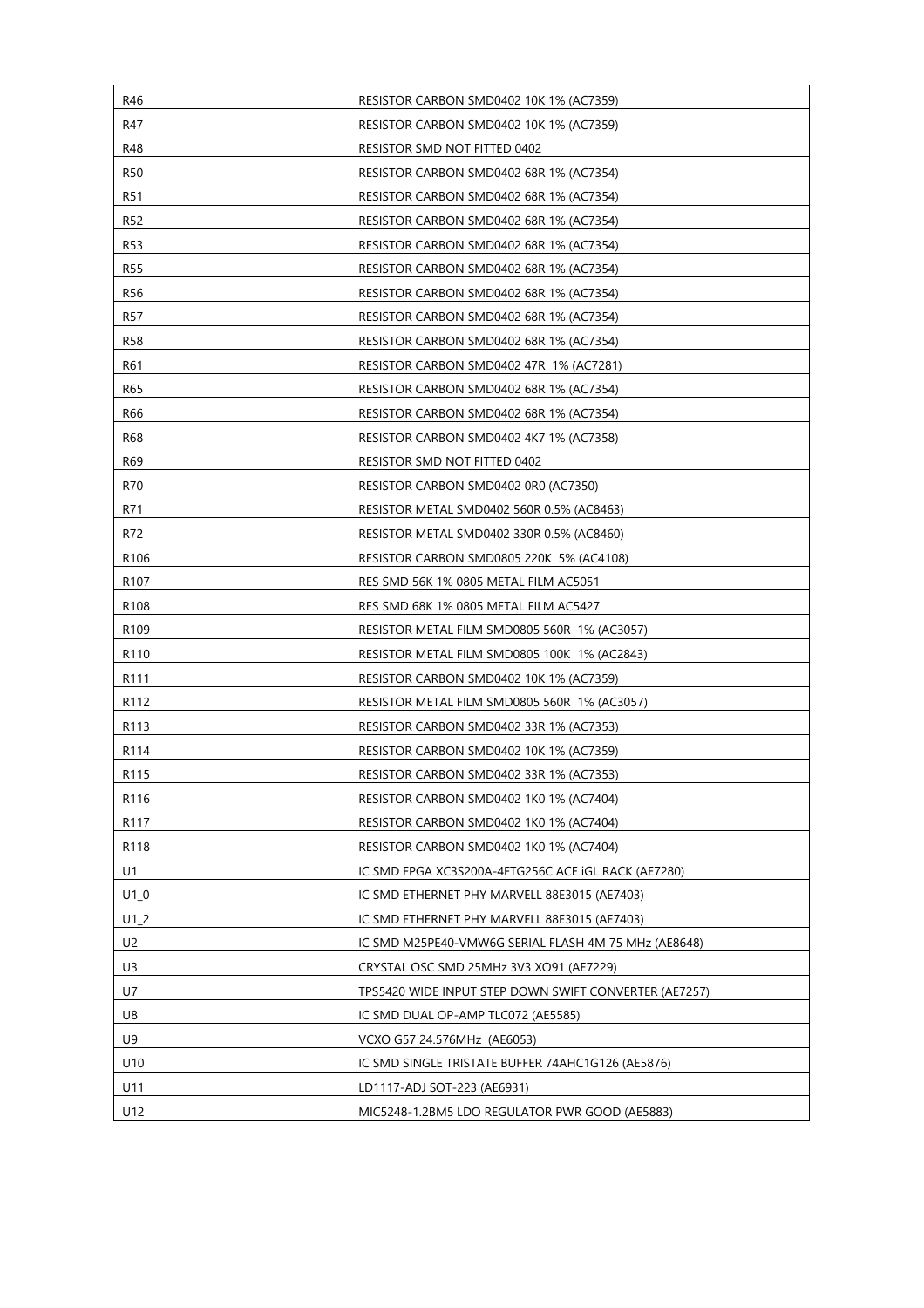| | |
|---|---|
| R46 | RESISTOR CARBON SMD0402 10K 1% (AC7359) |
| R47 | RESISTOR CARBON SMD0402 10K 1% (AC7359) |
| R48 | RESISTOR SMD NOT FITTED 0402 |
| R50 | RESISTOR CARBON SMD0402 68R 1% (AC7354) |
| R51 | RESISTOR CARBON SMD0402 68R 1% (AC7354) |
| R52 | RESISTOR CARBON SMD0402 68R 1% (AC7354) |
| R53 | RESISTOR CARBON SMD0402 68R 1% (AC7354) |
| R55 | RESISTOR CARBON SMD0402 68R 1% (AC7354) |
| R56 | RESISTOR CARBON SMD0402 68R 1% (AC7354) |
| R57 | RESISTOR CARBON SMD0402 68R 1% (AC7354) |
| R58 | RESISTOR CARBON SMD0402 68R 1% (AC7354) |
| R61 | RESISTOR CARBON SMD0402 47R 1% (AC7281) |
| R65 | RESISTOR CARBON SMD0402 68R 1% (AC7354) |
| R66 | RESISTOR CARBON SMD0402 68R 1% (AC7354) |
| R68 | RESISTOR CARBON SMD0402 4K7 1% (AC7358) |
| R69 | RESISTOR SMD NOT FITTED 0402 |
| R70 | RESISTOR CARBON SMD0402 0R0 (AC7350) |
| R71 | RESISTOR METAL SMD0402 560R 0.5% (AC8463) |
| R72 | RESISTOR METAL SMD0402 330R 0.5% (AC8460) |
| R106 | RESISTOR CARBON SMD0805 220K 5% (AC4108) |
| R107 | RES SMD 56K 1% 0805 METAL FILM AC5051 |
| R108 | RES SMD 68K 1% 0805 METAL FILM AC5427 |
| R109 | RESISTOR METAL FILM SMD0805 560R 1% (AC3057) |
| R110 | RESISTOR METAL FILM SMD0805 100K 1% (AC2843) |
| R111 | RESISTOR CARBON SMD0402 10K 1% (AC7359) |
| R112 | RESISTOR METAL FILM SMD0805 560R 1% (AC3057) |
| R113 | RESISTOR CARBON SMD0402 33R 1% (AC7353) |
| R114 | RESISTOR CARBON SMD0402 10K 1% (AC7359) |
| R115 | RESISTOR CARBON SMD0402 33R 1% (AC7353) |
| R116 | RESISTOR CARBON SMD0402 1K0 1% (AC7404) |
| R117 | RESISTOR CARBON SMD0402 1K0 1% (AC7404) |
| R118 | RESISTOR CARBON SMD0402 1K0 1% (AC7404) |
| U1 | IC SMD FPGA XC3S200A-4FTG256C ACE iGL RACK (AE7280) |
| U1_0 | IC SMD ETHERNET PHY MARVELL 88E3015 (AE7403) |
| U1_2 | IC SMD ETHERNET PHY MARVELL 88E3015 (AE7403) |
| U2 | IC SMD M25PE40-VMW6G SERIAL FLASH 4M 75 MHz (AE8648) |
| U3 | CRYSTAL OSC SMD 25MHz 3V3 XO91 (AE7229) |
| U7 | TPS5420 WIDE INPUT STEP DOWN SWIFT CONVERTER (AE7257) |
| U8 | IC SMD DUAL OP-AMP TLC072 (AE5585) |
| U9 | VCXO G57 24.576MHz (AE6053) |
| U10 | IC SMD SINGLE TRISTATE BUFFER 74AHC1G126 (AE5876) |
| U11 | LD1117-ADJ SOT-223 (AE6931) |
| U12 | MIC5248-1.2BM5 LDO REGULATOR PWR GOOD (AE5883) |